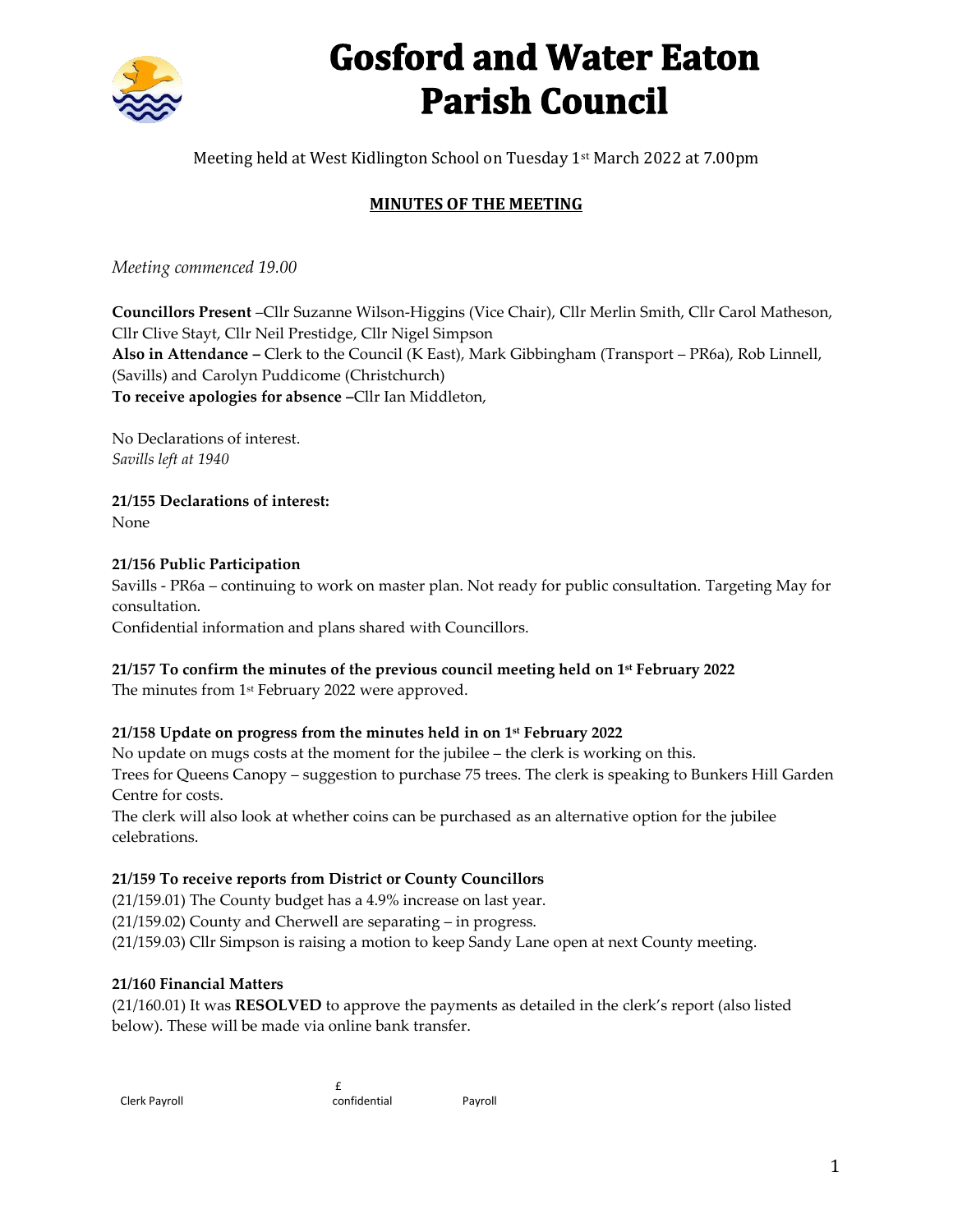# Gosford and Water Eaton Parish Council

Meeting held at West Kidlington School on Tuesday 1st March 2022 at 7.00pm

## MINUTES OF THE MEETING

*Meeting commenced 19.00*

**Councillors Present** –Cllr Suzanne Wilson-Higgins (Vice Chair), Cllr Merlin Smith, Cllr Carol Matheson, Cllr Clive Stayt, Cllr Neil Prestidge, Cllr Nigel Simpson
**Also in Attendance –** Clerk to the Council (K East), Mark Gibbingham (Transport – PR6a), Rob Linnell, (Savills) and Carolyn Puddicome (Christchurch)
**To receive apologies for absence –**Cllr Ian Middleton,

No Declarations of interest.
*Savills left at 1940*

**21/155 Declarations of interest:**
None

**21/156 Public Participation**
Savills - PR6a – continuing to work on master plan. Not ready for public consultation. Targeting May for consultation.
Confidential information and plans shared with Councillors.

**21/157 To confirm the minutes of the previous council meeting held on 1st February 2022**
The minutes from 1st February 2022 were approved.

**21/158 Update on progress from the minutes held in on 1st February 2022**
No update on mugs costs at the moment for the jubilee – the clerk is working on this.
Trees for Queens Canopy – suggestion to purchase 75 trees. The clerk is speaking to Bunkers Hill Garden Centre for costs.
The clerk will also look at whether coins can be purchased as an alternative option for the jubilee celebrations.

**21/159 To receive reports from District or County Councillors**
(21/159.01) The County budget has a 4.9% increase on last year.
(21/159.02) County and Cherwell are separating – in progress.
(21/159.03) Cllr Simpson is raising a motion to keep Sandy Lane open at next County meeting.

**21/160 Financial Matters**
(21/160.01) It was **RESOLVED** to approve the payments as detailed in the clerk's report (also listed below). These will be made via online bank transfer.

| | £ | |
|---|---|---|
| Clerk Payroll | confidential | Payroll |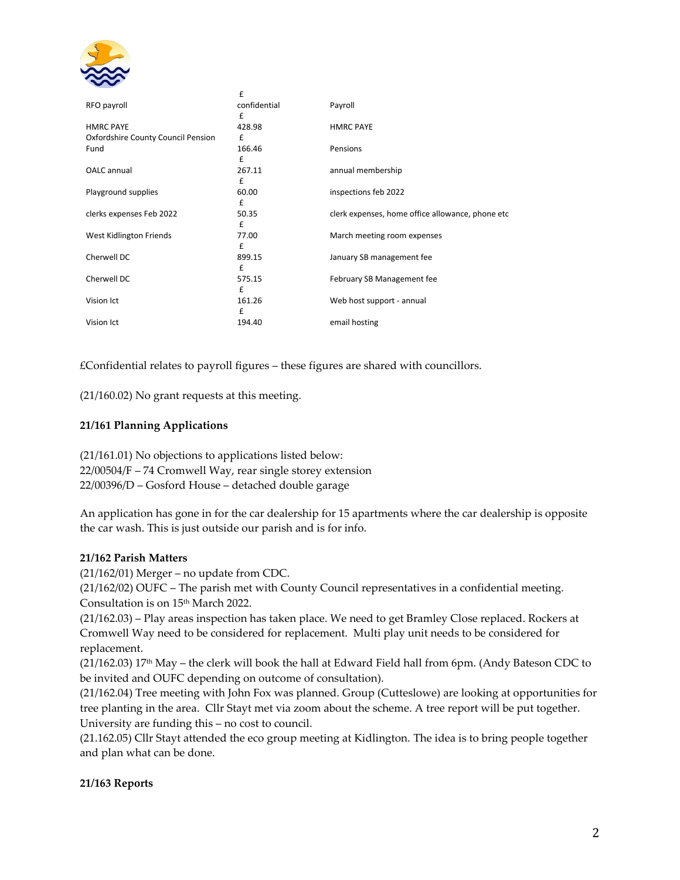| | | |
|---|---|---|
| RFO payroll | £ confidential | Payroll |
| HMRC PAYE | £ 428.98 | HMRC PAYE |
| Oxfordshire County Council Pension Fund | £ 166.46 | Pensions |
| OALC annual | £ 267.11 | annual membership |
| Playground supplies | £ 60.00 | inspections feb 2022 |
| clerks expenses Feb 2022 | £ 50.35 | clerk expenses, home office allowance, phone etc |
| West Kidlington Friends | £ 77.00 | March meeting room expenses |
| Cherwell DC | £ 899.15 | January SB management fee |
| Cherwell DC | £ 575.15 | February SB Management fee |
| Vision Ict | £ 161.26 | Web host support - annual |
| Vision Ict | £ 194.40 | email hosting |

£Confidential relates to payroll figures – these figures are shared with councillors.

(21/160.02) No grant requests at this meeting.

**21/161 Planning Applications**

(21/161.01) No objections to applications listed below:
22/00504/F – 74 Cromwell Way, rear single storey extension
22/00396/D – Gosford House – detached double garage

An application has gone in for the car dealership for 15 apartments where the car dealership is opposite the car wash. This is just outside our parish and is for info.

**21/162 Parish Matters**

(21/162/01) Merger – no update from CDC.
(21/162/02) OUFC – The parish met with County Council representatives in a confidential meeting. Consultation is on 15th March 2022.
(21/162.03) – Play areas inspection has taken place. We need to get Bramley Close replaced. Rockers at Cromwell Way need to be considered for replacement. Multi play unit needs to be considered for replacement.
(21/162.03) 17th May – the clerk will book the hall at Edward Field hall from 6pm. (Andy Bateson CDC to be invited and OUFC depending on outcome of consultation).
(21/162.04) Tree meeting with John Fox was planned. Group (Cutteslowe) are looking at opportunities for tree planting in the area. Cllr Stayt met via zoom about the scheme. A tree report will be put together. University are funding this – no cost to council.
(21.162.05) Cllr Stayt attended the eco group meeting at Kidlington. The idea is to bring people together and plan what can be done.

**21/163 Reports**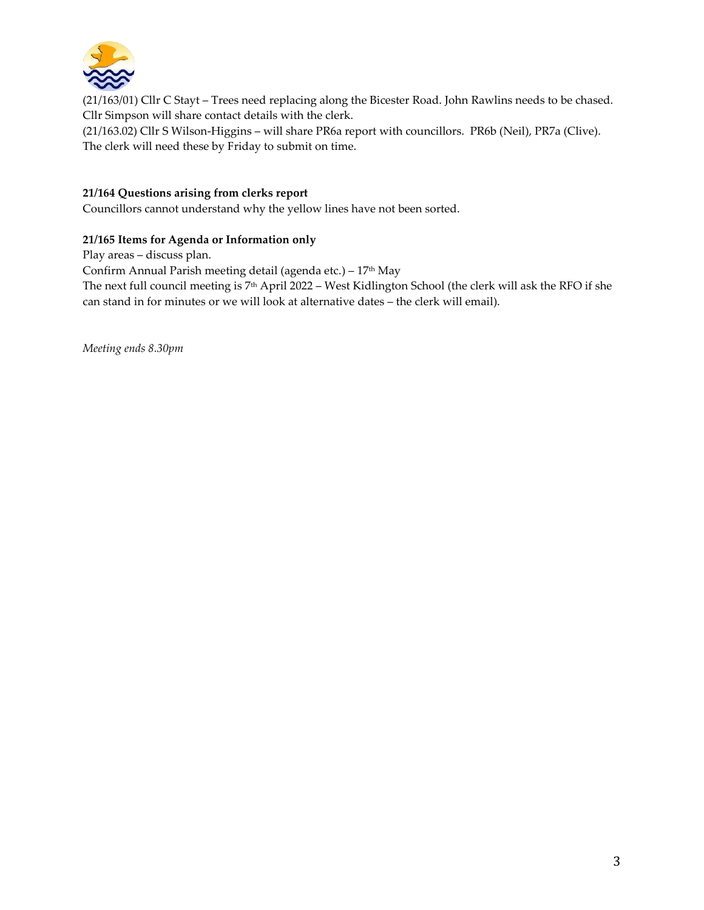(21/163/01) Cllr C Stayt – Trees need replacing along the Bicester Road. John Rawlins needs to be chased. Cllr Simpson will share contact details with the clerk.
(21/163.02) Cllr S Wilson-Higgins – will share PR6a report with councillors. PR6b (Neil), PR7a (Clive). The clerk will need these by Friday to submit on time.

**21/164 Questions arising from clerks report**

Councillors cannot understand why the yellow lines have not been sorted.

**21/165 Items for Agenda or Information only**

Play areas – discuss plan.
Confirm Annual Parish meeting detail (agenda etc.) – 17th May
The next full council meeting is 7th April 2022 – West Kidlington School (the clerk will ask the RFO if she can stand in for minutes or we will look at alternative dates – the clerk will email).

*Meeting ends 8.30pm*